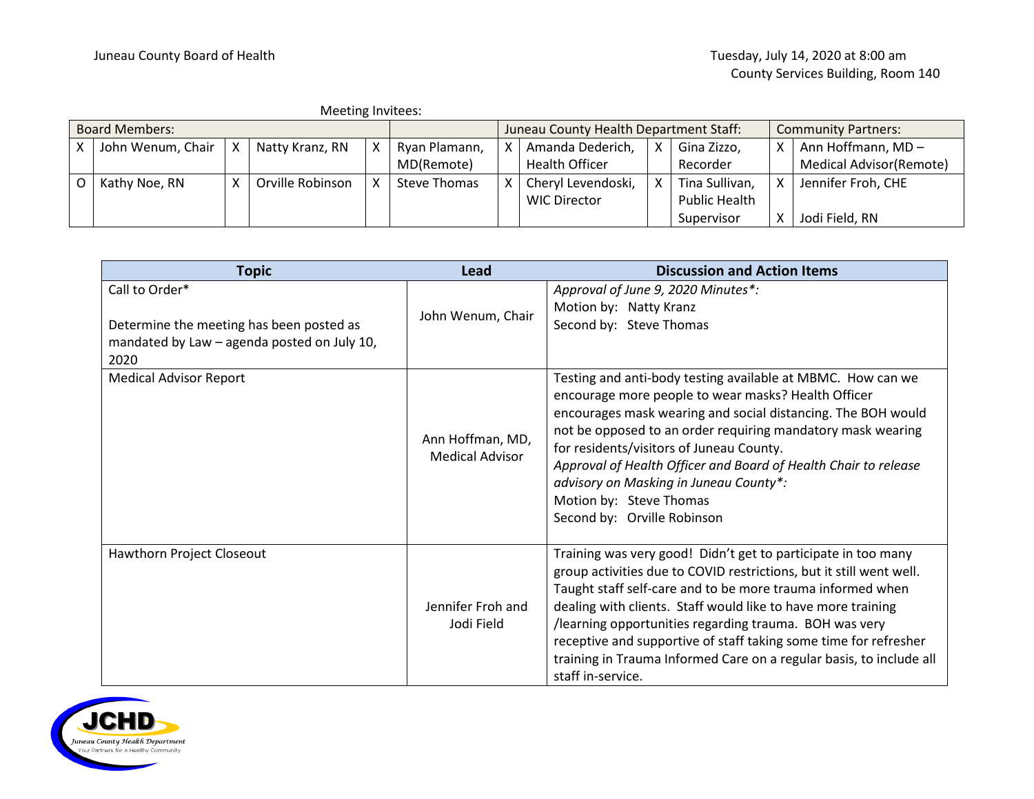Juneau County Board of Health

Tuesday, July 14, 2020 at 8:00 am
County Services Building, Room 140

Meeting Invitees:

| Board Members: | | | | | | Juneau County Health Department Staff: | | | | Community Partners: | |
|---|---|---|---|---|---|---|---|---|---|---|---|
| X | John Wenum, Chair | X | Natty Kranz, RN | X | Ryan Plamann, MD(Remote) | X | Amanda Dederich, Health Officer | X | Gina Zizzo, Recorder | X | Ann Hoffmann, MD – Medical Advisor(Remote) |
| O | Kathy Noe, RN | X | Orville Robinson | X | Steve Thomas | X | Cheryl Levendoski, WIC Director | X | Tina Sullivan, Public Health Supervisor | X | Jennifer Froh, CHE |
| | | | | | | | | | | X | Jodi Field, RN |

| Topic | Lead | Discussion and Action Items |
|---|---|---|
| Call to Order*<br><br>Determine the meeting has been posted as mandated by Law – agenda posted on July 10, 2020 | John Wenum, Chair | *Approval of June 9, 2020 Minutes*:*<br>Motion by: Natty Kranz<br>Second by: Steve Thomas |
| Medical Advisor Report | Ann Hoffman, MD, Medical Advisor | Testing and anti-body testing available at MBMC. How can we encourage more people to wear masks? Health Officer encourages mask wearing and social distancing. The BOH would not be opposed to an order requiring mandatory mask wearing for residents/visitors of Juneau County.<br>*Approval of Health Officer and Board of Health Chair to release advisory on Masking in Juneau County*:*<br>Motion by: Steve Thomas<br>Second by: Orville Robinson |
| Hawthorn Project Closeout | Jennifer Froh and Jodi Field | Training was very good! Didn't get to participate in too many group activities due to COVID restrictions, but it still went well. Taught staff self-care and to be more trauma informed when dealing with clients. Staff would like to have more training /learning opportunities regarding trauma. BOH was very receptive and supportive of staff taking some time for refresher training in Trauma Informed Care on a regular basis, to include all staff in-service. |

JCHD
Juneau County Health Department
Your Partners for a Healthy Community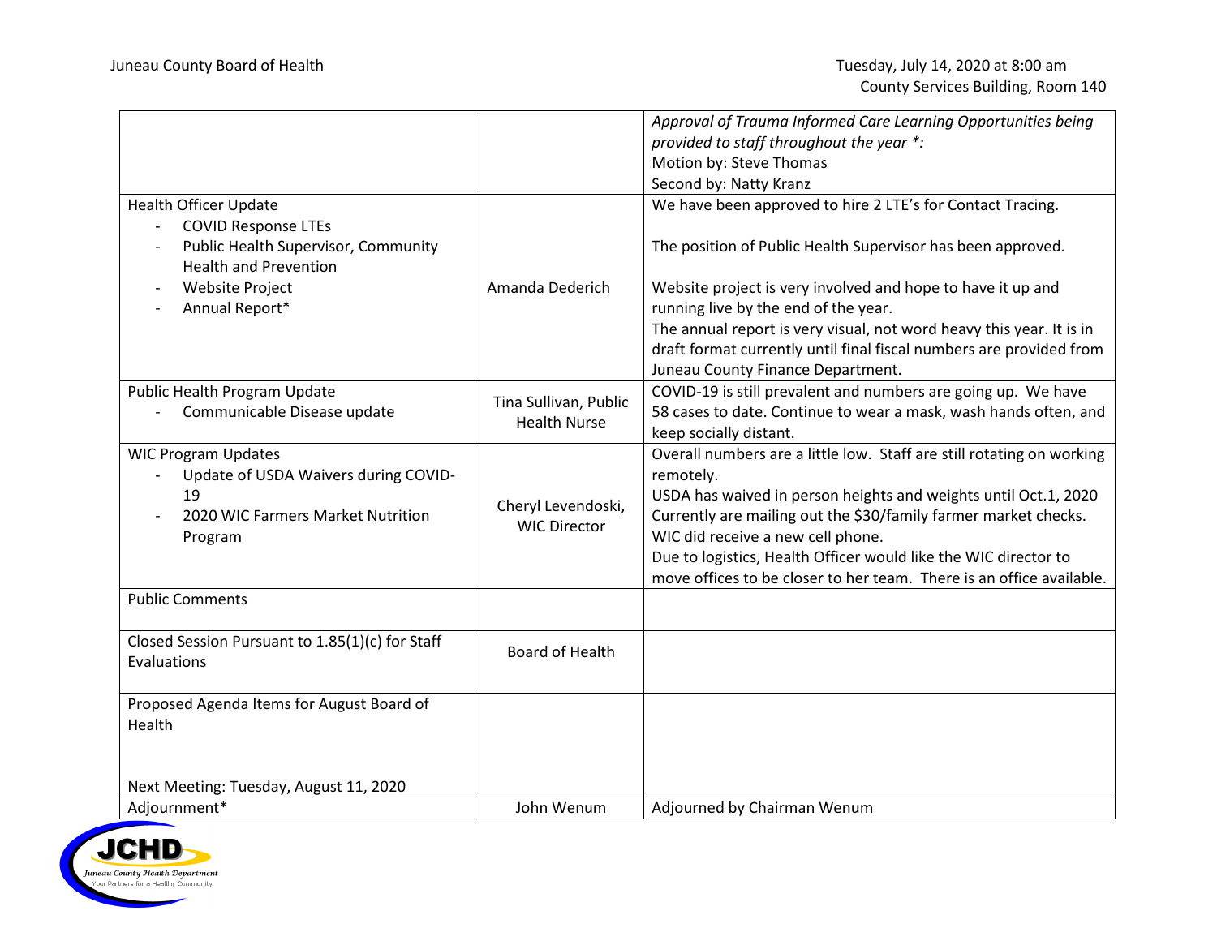Juneau County Board of Health

Tuesday, July 14, 2020 at 8:00 am
County Services Building, Room 140

| | | |
|---|---|---|
| | | *Approval of Trauma Informed Care Learning Opportunities being provided to staff throughout the year *:*<br>Motion by: Steve Thomas<br>Second by: Natty Kranz |
| Health Officer Update<br>- COVID Response LTEs<br>- Public Health Supervisor, Community Health and Prevention<br>- Website Project<br>- Annual Report* | Amanda Dederich | We have been approved to hire 2 LTE's for Contact Tracing.<br><br>The position of Public Health Supervisor has been approved.<br><br>Website project is very involved and hope to have it up and running live by the end of the year.<br>The annual report is very visual, not word heavy this year. It is in draft format currently until final fiscal numbers are provided from Juneau County Finance Department. |
| Public Health Program Update<br>- Communicable Disease update | Tina Sullivan, Public Health Nurse | COVID-19 is still prevalent and numbers are going up. We have 58 cases to date. Continue to wear a mask, wash hands often, and keep socially distant. |
| WIC Program Updates<br>- Update of USDA Waivers during COVID-19<br>- 2020 WIC Farmers Market Nutrition Program | Cheryl Levendoski, WIC Director | Overall numbers are a little low. Staff are still rotating on working remotely.<br>USDA has waived in person heights and weights until Oct.1, 2020<br>Currently are mailing out the $30/family farmer market checks.<br>WIC did receive a new cell phone.<br>Due to logistics, Health Officer would like the WIC director to move offices to be closer to her team. There is an office available. |
| Public Comments | | |
| Closed Session Pursuant to 1.85(1)(c) for Staff Evaluations | Board of Health | |
| Proposed Agenda Items for August Board of Health<br><br>Next Meeting: Tuesday, August 11, 2020 | | |
| Adjournment* | John Wenum | Adjourned by Chairman Wenum |

JCHD
Juneau County Health Department
Your Partners for a Healthy Community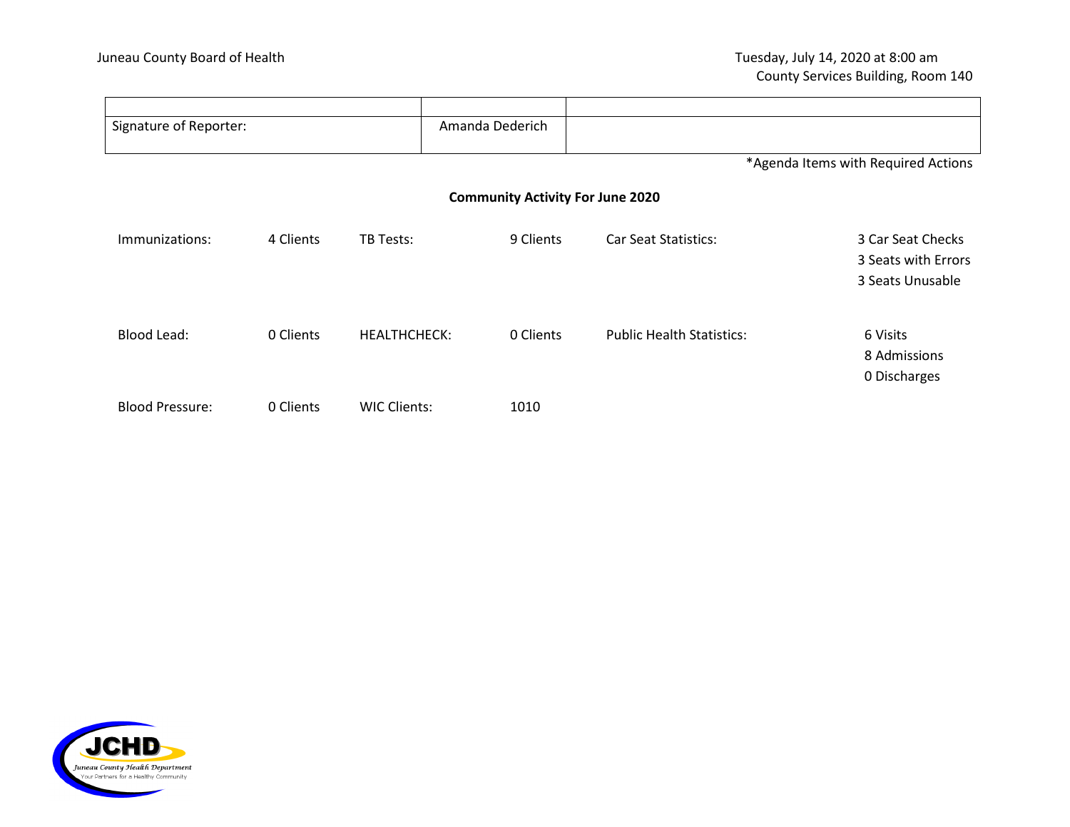| | | |
|---|---|---|
| | | |
| Signature of Reporter: | Amanda Dederich | |

*Agenda Items with Required Actions

**Community Activity For June 2020**

| | | | | | |
|---|---|---|---|---|---|
| Immunizations: | 4 Clients | TB Tests: | 9 Clients | Car Seat Statistics: | 3 Car Seat Checks<br>3 Seats with Errors<br>3 Seats Unusable |
| Blood Lead: | 0 Clients | HEALTHCHECK: | 0 Clients | Public Health Statistics: | 6 Visits<br>8 Admissions<br>0 Discharges |
| Blood Pressure: | 0 Clients | WIC Clients: | 1010 | | |

JCHD
Juneau County Health Department
Your Partners for a Healthy Community